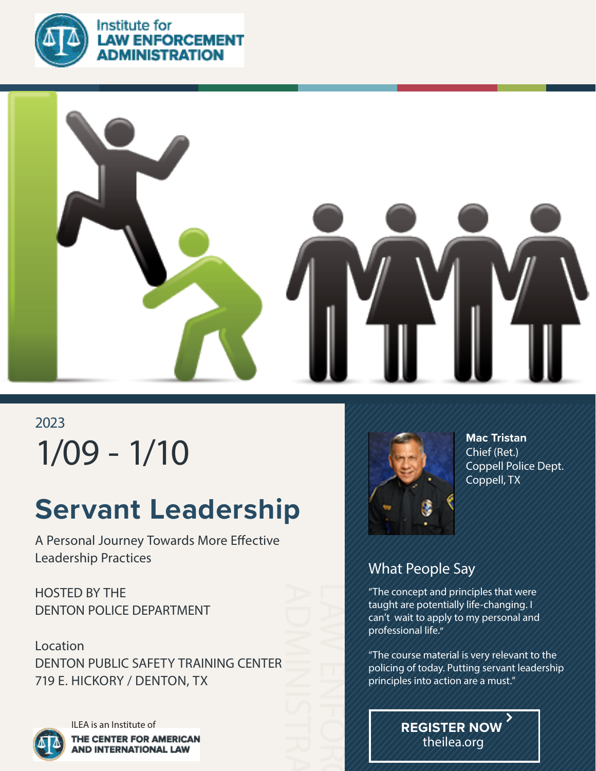Institute for
LAW ENFORCEMENT
ADMINISTRATION

2023

# 1/09 - 1/10

# Servant Leadership

A Personal Journey Towards More Effective Leadership Practices

HOSTED BY THE
DENTON POLICE DEPARTMENT

Location
DENTON PUBLIC SAFETY TRAINING CENTER
719 E. HICKORY / DENTON, TX

**Mac Tristan**
Chief (Ret.)
Coppell Police Dept.
Coppell, TX

## What People Say

"The concept and principles that were taught are potentially life-changing. I can't wait to apply to my personal and professional life."

"The course material is very relevant to the policing of today. Putting servant leadership principles into action are a must."

**REGISTER NOW**
theilea.org

ILEA is an Institute of
THE CENTER FOR AMERICAN AND INTERNATIONAL LAW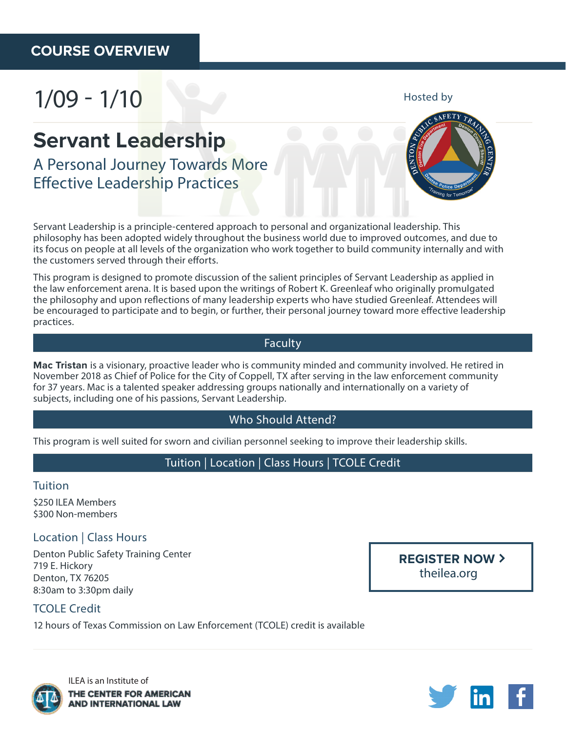## COURSE OVERVIEW

1/09 - 1/10

Hosted by

# Servant Leadership

### A Personal Journey Towards More Effective Leadership Practices

Servant Leadership is a principle-centered approach to personal and organizational leadership. This philosophy has been adopted widely throughout the business world due to improved outcomes, and due to its focus on people at all levels of the organization who work together to build community internally and with the customers served through their efforts.

This program is designed to promote discussion of the salient principles of Servant Leadership as applied in the law enforcement arena. It is based upon the writings of Robert K. Greenleaf who originally promulgated the philosophy and upon reflections of many leadership experts who have studied Greenleaf. Attendees will be encouraged to participate and to begin, or further, their personal journey toward more effective leadership practices.

## Faculty

**Mac Tristan** is a visionary, proactive leader who is community minded and community involved. He retired in November 2018 as Chief of Police for the City of Coppell, TX after serving in the law enforcement community for 37 years. Mac is a talented speaker addressing groups nationally and internationally on a variety of subjects, including one of his passions, Servant Leadership.

## Who Should Attend?

This program is well suited for sworn and civilian personnel seeking to improve their leadership skills.

## Tuition | Location | Class Hours | TCOLE Credit

### Tuition

$250 ILEA Members
$300 Non-members

### Location | Class Hours

Denton Public Safety Training Center
719 E. Hickory
Denton, TX 76205
8:30am to 3:30pm daily

**REGISTER NOW >**
theilea.org

### TCOLE Credit

12 hours of Texas Commission on Law Enforcement (TCOLE) credit is available

ILEA is an Institute of
**THE CENTER FOR AMERICAN AND INTERNATIONAL LAW**